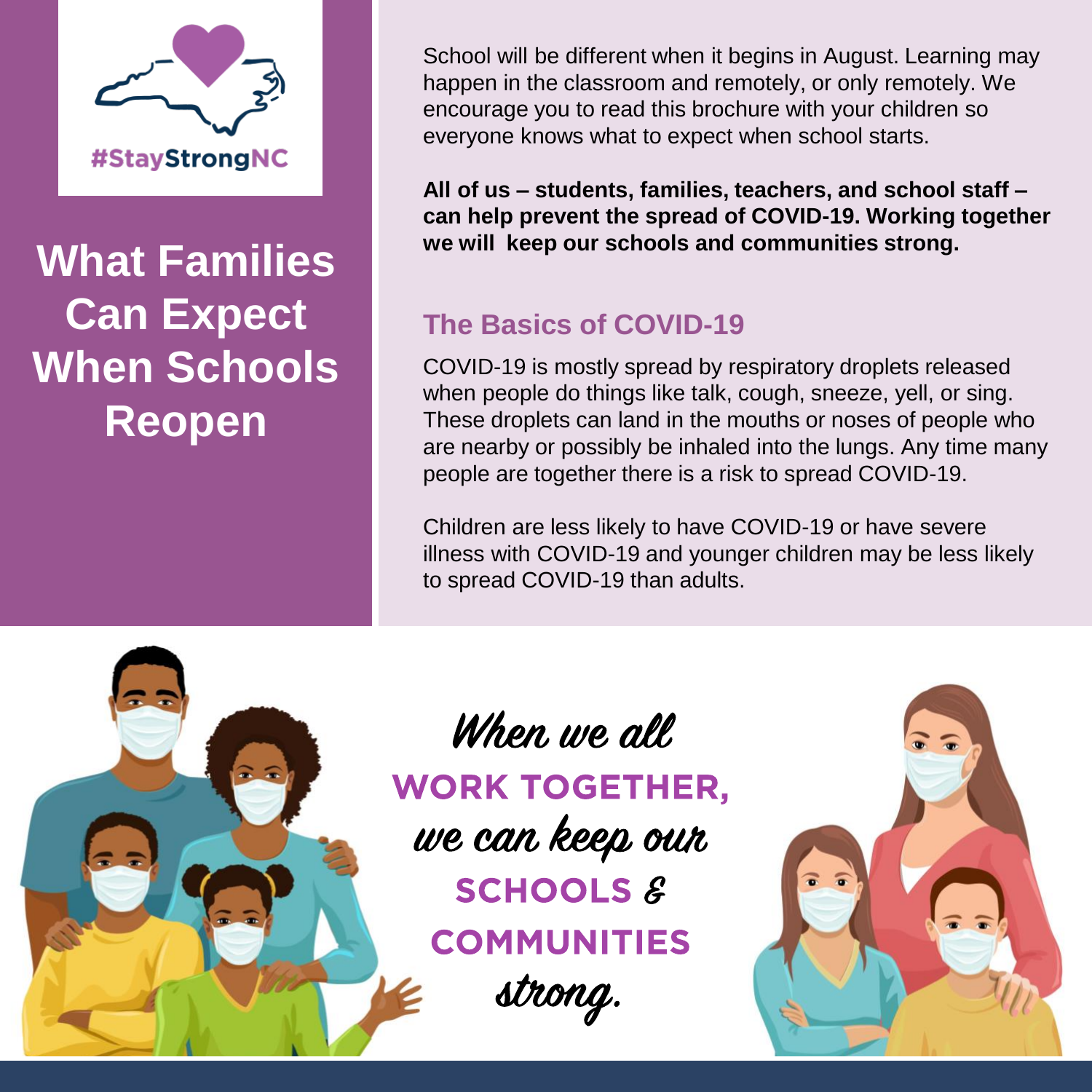#StayStrongNC

# What Families Can Expect When Schools Reopen

School will be different when it begins in August. Learning may happen in the classroom and remotely, or only remotely. We encourage you to read this brochure with your children so everyone knows what to expect when school starts.

**All of us – students, families, teachers, and school staff – can help prevent the spread of COVID-19. Working together we will keep our schools and communities strong.**

## The Basics of COVID-19

COVID-19 is mostly spread by respiratory droplets released when people do things like talk, cough, sneeze, yell, or sing. These droplets can land in the mouths or noses of people who are nearby or possibly be inhaled into the lungs. Any time many people are together there is a risk to spread COVID-19.

Children are less likely to have COVID-19 or have severe illness with COVID-19 and younger children may be less likely to spread COVID-19 than adults.

*When we all* **WORK TOGETHER,** *we can keep our* **SCHOOLS** & **COMMUNITIES** *strong.*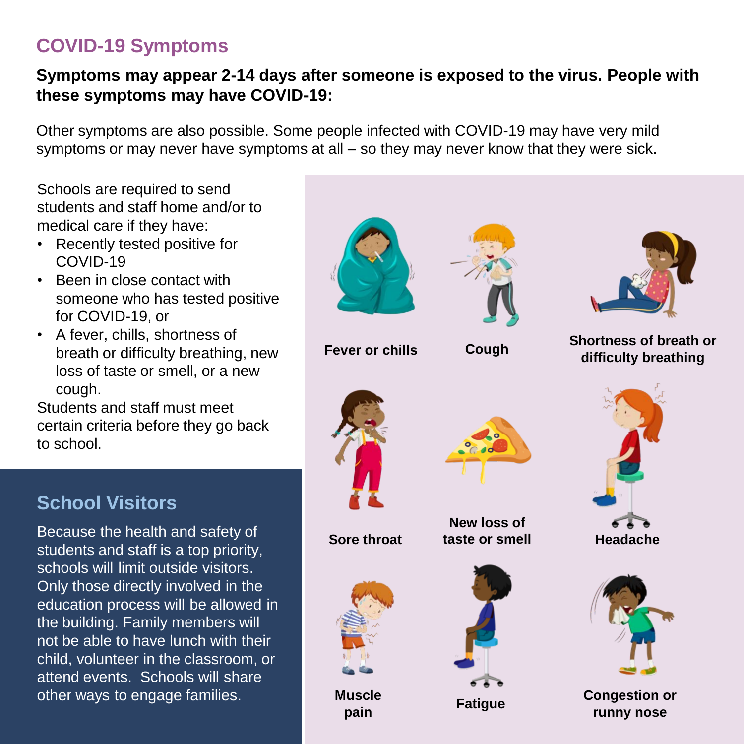## COVID-19 Symptoms

**Symptoms may appear 2-14 days after someone is exposed to the virus. People with these symptoms may have COVID-19:**

Other symptoms are also possible. Some people infected with COVID-19 may have very mild symptoms or may never have symptoms at all – so they may never know that they were sick.

Schools are required to send students and staff home and/or to medical care if they have:

- Recently tested positive for COVID-19
- Been in close contact with someone who has tested positive for COVID-19, or
- A fever, chills, shortness of breath or difficulty breathing, new loss of taste or smell, or a new cough.

Students and staff must meet certain criteria before they go back to school.

**Fever or chills**

**Cough**

**Shortness of breath or difficulty breathing**

**Sore throat**

**New loss of taste or smell**

**Headache**

**Muscle pain**

**Fatigue**

**Congestion or runny nose**

## School Visitors

Because the health and safety of students and staff is a top priority, schools will limit outside visitors. Only those directly involved in the education process will be allowed in the building. Family members will not be able to have lunch with their child, volunteer in the classroom, or attend events. Schools will share other ways to engage families.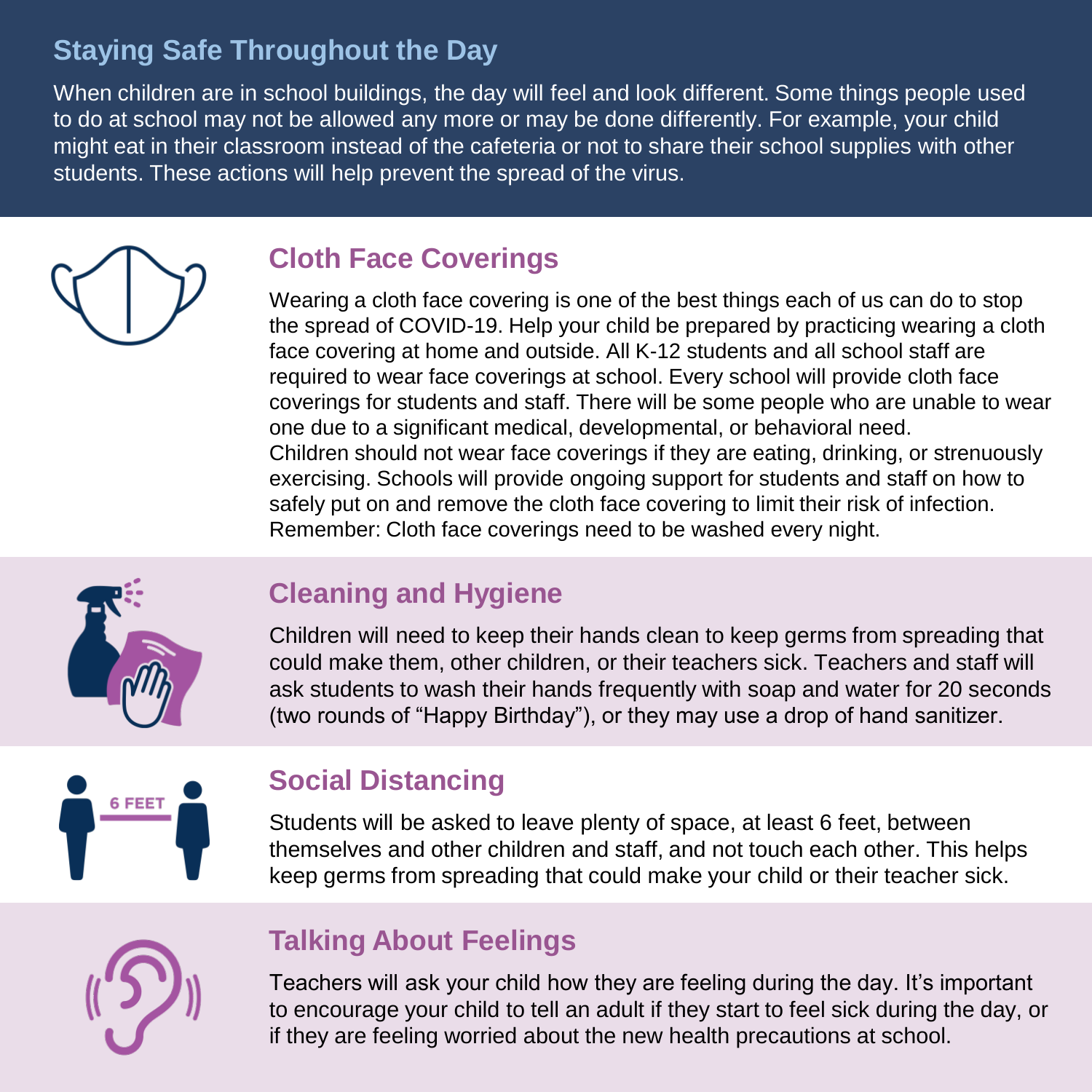## Staying Safe Throughout the Day

When children are in school buildings, the day will feel and look different. Some things people used to do at school may not be allowed any more or may be done differently. For example, your child might eat in their classroom instead of the cafeteria or not to share their school supplies with other students. These actions will help prevent the spread of the virus.

### Cloth Face Coverings

Wearing a cloth face covering is one of the best things each of us can do to stop the spread of COVID-19. Help your child be prepared by practicing wearing a cloth face covering at home and outside. All K-12 students and all school staff are required to wear face coverings at school. Every school will provide cloth face coverings for students and staff. There will be some people who are unable to wear one due to a significant medical, developmental, or behavioral need. Children should not wear face coverings if they are eating, drinking, or strenuously exercising. Schools will provide ongoing support for students and staff on how to safely put on and remove the cloth face covering to limit their risk of infection. Remember: Cloth face coverings need to be washed every night.

### Cleaning and Hygiene

Children will need to keep their hands clean to keep germs from spreading that could make them, other children, or their teachers sick. Teachers and staff will ask students to wash their hands frequently with soap and water for 20 seconds (two rounds of "Happy Birthday"), or they may use a drop of hand sanitizer.

### Social Distancing

6 FEET

Students will be asked to leave plenty of space, at least 6 feet, between themselves and other children and staff, and not touch each other. This helps keep germs from spreading that could make your child or their teacher sick.

### Talking About Feelings

Teachers will ask your child how they are feeling during the day. It's important to encourage your child to tell an adult if they start to feel sick during the day, or if they are feeling worried about the new health precautions at school.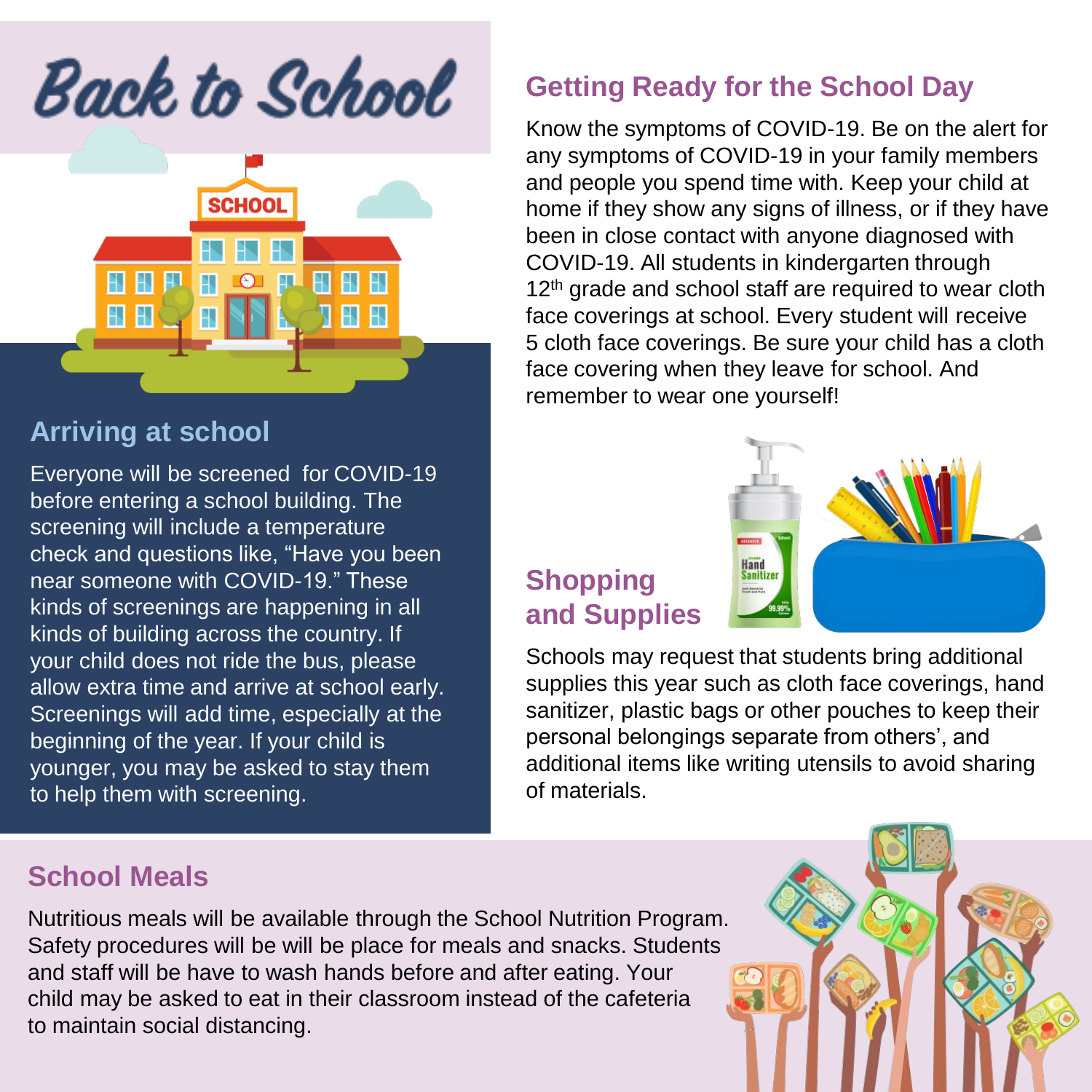# Back to School

## Arriving at school

Everyone will be screened  for COVID-19 before entering a school building. The screening will include a temperature check and questions like, “Have you been near someone with COVID-19.” These kinds of screenings are happening in all kinds of building across the country. If your child does not ride the bus, please allow extra time and arrive at school early. Screenings will add time, especially at the beginning of the year. If your child is younger, you may be asked to stay them to help them with screening.

## Getting Ready for the School Day

Know the symptoms of COVID-19. Be on the alert for any symptoms of COVID-19 in your family members and people you spend time with. Keep your child at home if they show any signs of illness, or if they have been in close contact with anyone diagnosed with COVID-19. All students in kindergarten through 12th grade and school staff are required to wear cloth face coverings at school. Every student will receive 5 cloth face coverings. Be sure your child has a cloth face covering when they leave for school. And remember to wear one yourself!

## Shopping and Supplies

Schools may request that students bring additional supplies this year such as cloth face coverings, hand sanitizer, plastic bags or other pouches to keep their personal belongings separate from others’, and additional items like writing utensils to avoid sharing of materials.

## School Meals

Nutritious meals will be available through the School Nutrition Program. Safety procedures will be will be place for meals and snacks. Students and staff will be have to wash hands before and after eating. Your child may be asked to eat in their classroom instead of the cafeteria to maintain social distancing.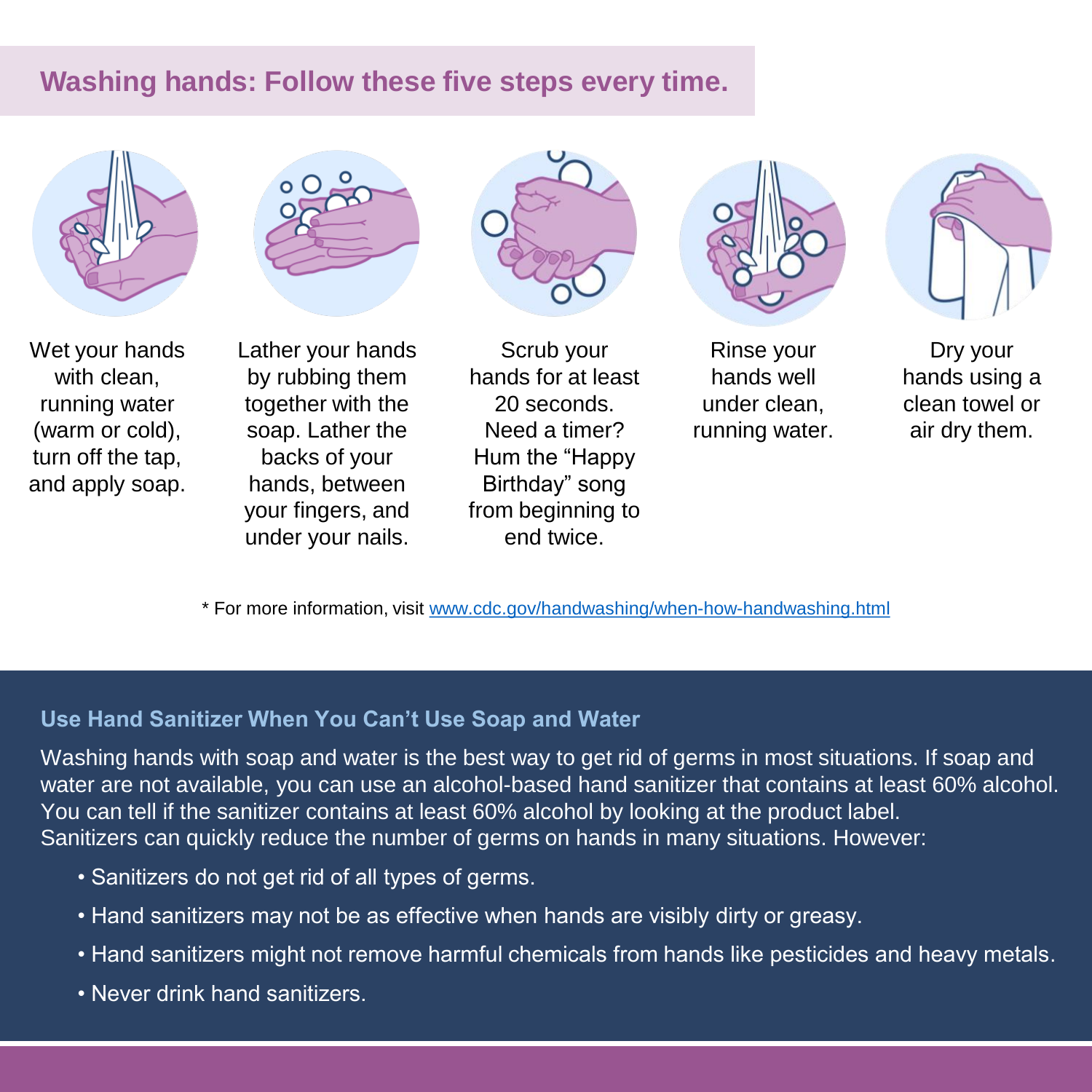## Washing hands: Follow these five steps every time.

1. Wet your hands with clean, running water (warm or cold), turn off the tap, and apply soap.
2. Lather your hands by rubbing them together with the soap. Lather the backs of your hands, between your fingers, and under your nails.
3. Scrub your hands for at least 20 seconds. Need a timer? Hum the "Happy Birthday" song from beginning to end twice.
4. Rinse your hands well under clean, running water.
5. Dry your hands using a clean towel or air dry them.

* For more information, visit [www.cdc.gov/handwashing/when-how-handwashing.html](www.cdc.gov/handwashing/when-how-handwashing.html)

### Use Hand Sanitizer When You Can't Use Soap and Water

Washing hands with soap and water is the best way to get rid of germs in most situations. If soap and water are not available, you can use an alcohol-based hand sanitizer that contains at least 60% alcohol. You can tell if the sanitizer contains at least 60% alcohol by looking at the product label.
Sanitizers can quickly reduce the number of germs on hands in many situations. However:

- Sanitizers do not get rid of all types of germs.
- Hand sanitizers may not be as effective when hands are visibly dirty or greasy.
- Hand sanitizers might not remove harmful chemicals from hands like pesticides and heavy metals.
- Never drink hand sanitizers.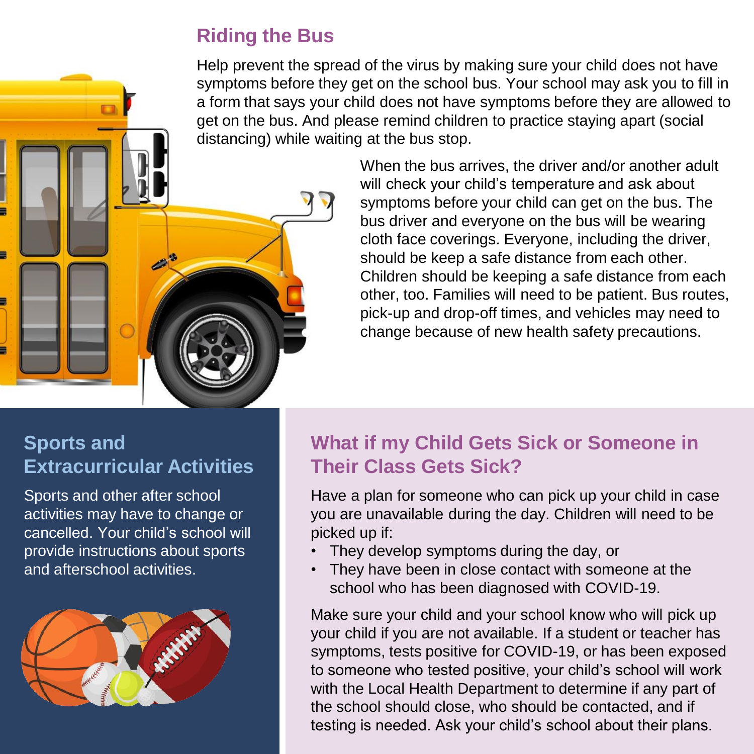## Riding the Bus

Help prevent the spread of the virus by making sure your child does not have symptoms before they get on the school bus. Your school may ask you to fill in a form that says your child does not have symptoms before they are allowed to get on the bus. And please remind children to practice staying apart (social distancing) while waiting at the bus stop.

When the bus arrives, the driver and/or another adult will check your child's temperature and ask about symptoms before your child can get on the bus. The bus driver and everyone on the bus will be wearing cloth face coverings. Everyone, including the driver, should be keep a safe distance from each other. Children should be keeping a safe distance from each other, too. Families will need to be patient. Bus routes, pick-up and drop-off times, and vehicles may need to change because of new health safety precautions.

## Sports and Extracurricular Activities

Sports and other after school activities may have to change or cancelled. Your child's school will provide instructions about sports and afterschool activities.

## What if my Child Gets Sick or Someone in Their Class Gets Sick?

Have a plan for someone who can pick up your child in case you are unavailable during the day. Children will need to be picked up if:

- They develop symptoms during the day, or
- They have been in close contact with someone at the school who has been diagnosed with COVID-19.

Make sure your child and your school know who will pick up your child if you are not available. If a student or teacher has symptoms, tests positive for COVID-19, or has been exposed to someone who tested positive, your child's school will work with the Local Health Department to determine if any part of the school should close, who should be contacted, and if testing is needed. Ask your child's school about their plans.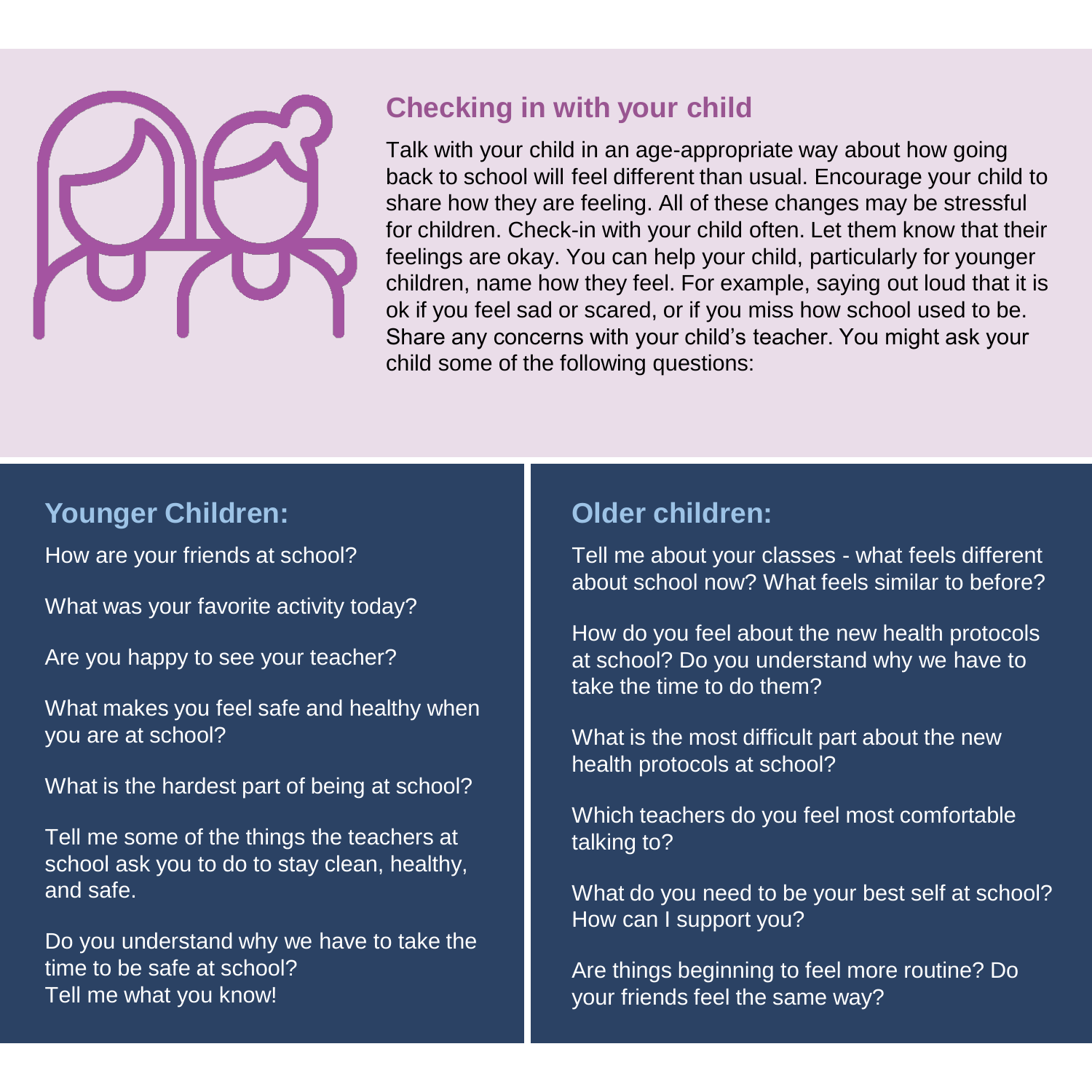## Checking in with your child

Talk with your child in an age-appropriate way about how going back to school will feel different than usual. Encourage your child to share how they are feeling. All of these changes may be stressful for children. Check-in with your child often. Let them know that their feelings are okay. You can help your child, particularly for younger children, name how they feel. For example, saying out loud that it is ok if you feel sad or scared, or if you miss how school used to be. Share any concerns with your child's teacher. You might ask your child some of the following questions:

### Younger Children:

How are your friends at school?

What was your favorite activity today?

Are you happy to see your teacher?

What makes you feel safe and healthy when you are at school?

What is the hardest part of being at school?

Tell me some of the things the teachers at school ask you to do to stay clean, healthy, and safe.

Do you understand why we have to take the time to be safe at school?
Tell me what you know!

### Older children:

Tell me about your classes - what feels different about school now? What feels similar to before?

How do you feel about the new health protocols at school? Do you understand why we have to take the time to do them?

What is the most difficult part about the new health protocols at school?

Which teachers do you feel most comfortable talking to?

What do you need to be your best self at school? How can I support you?

Are things beginning to feel more routine? Do your friends feel the same way?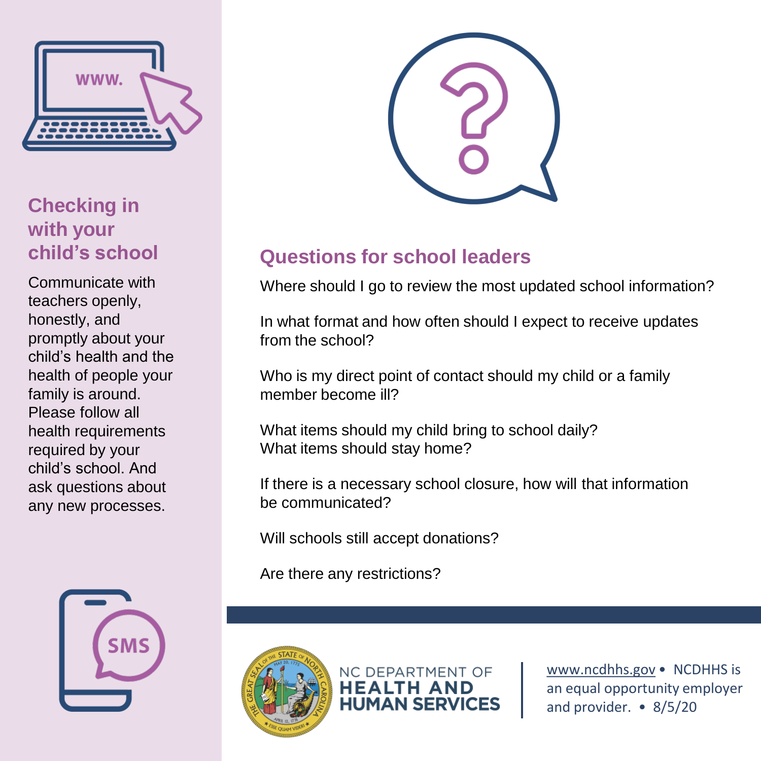## Checking in with your child's school

Communicate with teachers openly, honestly, and promptly about your child's health and the health of people your family is around. Please follow all health requirements required by your child's school. And ask questions about any new processes.

## Questions for school leaders

Where should I go to review the most updated school information?

In what format and how often should I expect to receive updates from the school?

Who is my direct point of contact should my child or a family member become ill?

What items should my child bring to school daily?
What items should stay home?

If there is a necessary school closure, how will that information be communicated?

Will schools still accept donations?

Are there any restrictions?

NC DEPARTMENT OF
**HEALTH AND HUMAN SERVICES**

www.ncdhhs.gov • NCDHHS is an equal opportunity employer and provider. • 8/5/20